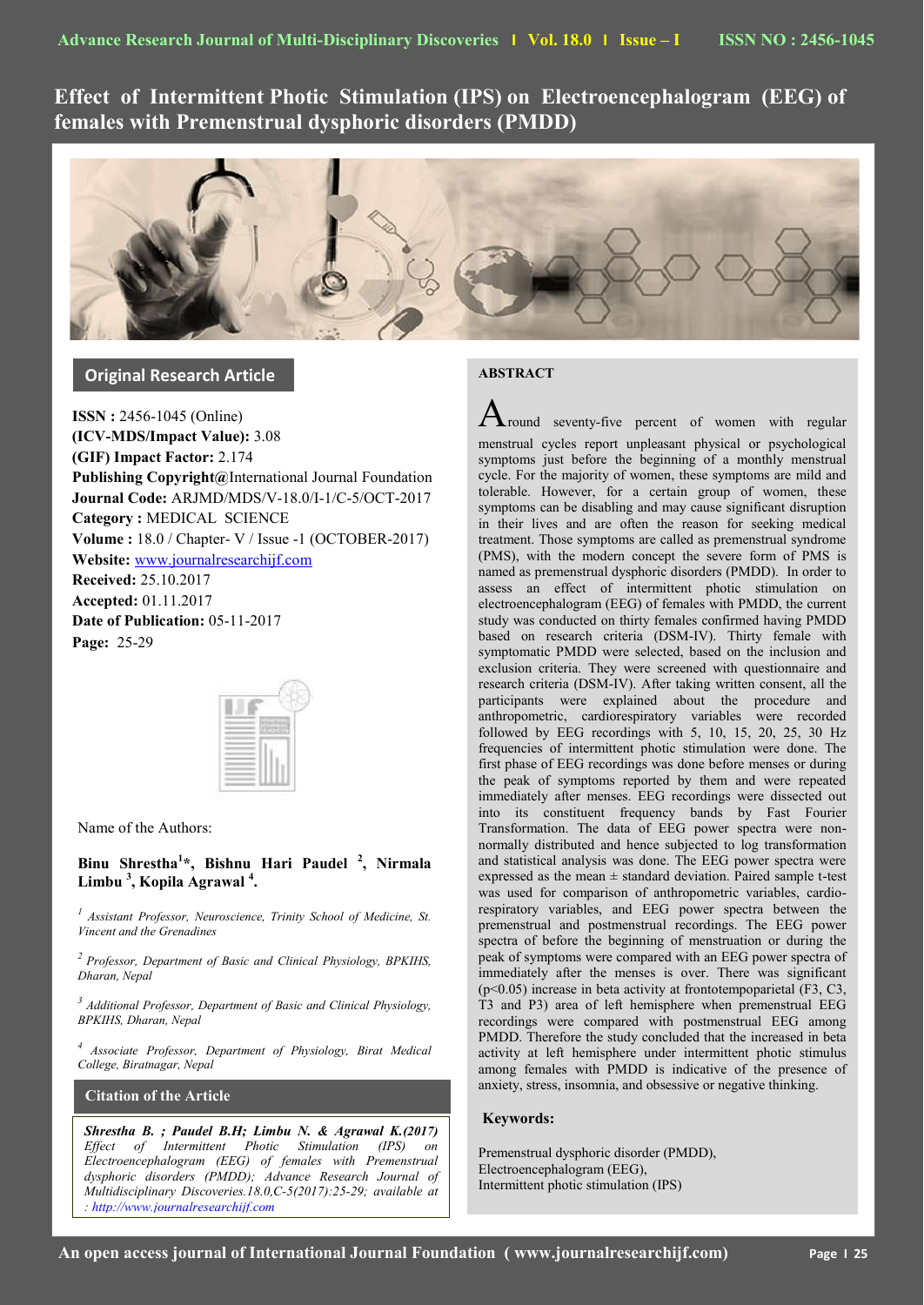# Effect of Intermittent Photic Stimulation (IPS) on Electroencephalogram (EEG) of females with Premenstrual dysphoric disorders (PMDD)

## Original Research Article

**ISSN :** 2456-1045 (Online)
**(ICV-MDS/Impact Value):** 3.08
**(GIF) Impact Factor:** 2.174
**Publishing Copyright@**International Journal Foundation
**Journal Code:** ARJMD/MDS/V-18.0/I-1/C-5/OCT-2017
**Category :** MEDICAL SCIENCE
**Volume :** 18.0 / Chapter- V / Issue -1 (OCTOBER-2017)
**Website:** www.journalresearchijf.com
**Received:** 25.10.2017
**Accepted:** 01.11.2017
**Date of Publication:** 05-11-2017
**Page:** 25-29

Name of the Authors:

**Binu Shrestha[1]*, Bishnu Hari Paudel [2], Nirmala Limbu [3], Kopila Agrawal [4].**

[1] *Assistant Professor, Neuroscience, Trinity School of Medicine, St. Vincent and the Grenadines*

[2] *Professor, Department of Basic and Clinical Physiology, BPKIHS, Dharan, Nepal*

[3] *Additional Professor, Department of Basic and Clinical Physiology, BPKIHS, Dharan, Nepal*

[4] *Associate Professor, Department of Physiology, Birat Medical College, Biratnagar, Nepal*

## Citation of the Article

***Shrestha B. ; Paudel B.H; Limbu N. & Agrawal K.(2017)*** *Effect of Intermittent Photic Stimulation (IPS) on Electroencephalogram (EEG) of females with Premenstrual dysphoric disorders (PMDD); Advance Research Journal of Multidisciplinary Discoveries.18.0,C-5(2017):25-29; available at : http://www.journalresearchijf.com*

## ABSTRACT

Around seventy-five percent of women with regular menstrual cycles report unpleasant physical or psychological symptoms just before the beginning of a monthly menstrual cycle. For the majority of women, these symptoms are mild and tolerable. However, for a certain group of women, these symptoms can be disabling and may cause significant disruption in their lives and are often the reason for seeking medical treatment. Those symptoms are called as premenstrual syndrome (PMS), with the modern concept the severe form of PMS is named as premenstrual dysphoric disorders (PMDD). In order to assess an effect of intermittent photic stimulation on electroencephalogram (EEG) of females with PMDD, the current study was conducted on thirty females confirmed having PMDD based on research criteria (DSM-IV). Thirty female with symptomatic PMDD were selected, based on the inclusion and exclusion criteria. They were screened with questionnaire and research criteria (DSM-IV). After taking written consent, all the participants were explained about the procedure and anthropometric, cardiorespiratory variables were recorded followed by EEG recordings with 5, 10, 15, 20, 25, 30 Hz frequencies of intermittent photic stimulation were done. The first phase of EEG recordings was done before menses or during the peak of symptoms reported by them and were repeated immediately after menses. EEG recordings were dissected out into its constituent frequency bands by Fast Fourier Transformation. The data of EEG power spectra were non-normally distributed and hence subjected to log transformation and statistical analysis was done. The EEG power spectra were expressed as the mean ± standard deviation. Paired sample t-test was used for comparison of anthropometric variables, cardio-respiratory variables, and EEG power spectra between the premenstrual and postmenstrual recordings. The EEG power spectra of before the beginning of menstruation or during the peak of symptoms was compared with an EEG power spectra of immediately after the menses is over. There was significant ($p<0.05$) increase in beta activity at frontotempoparietal (F3, C3, T3 and P3) area of left hemisphere when premenstrual EEG recordings were compared with postmenstrual EEG among PMDD. Therefore the study concluded that the increased in beta activity at left hemisphere under intermittent photic stimulus among females with PMDD is indicative of the presence of anxiety, stress, insomnia, and obsessive or negative thinking.

**Keywords:**

Premenstrual dysphoric disorder (PMDD),
Electroencephalogram (EEG),
Intermittent photic stimulation (IPS)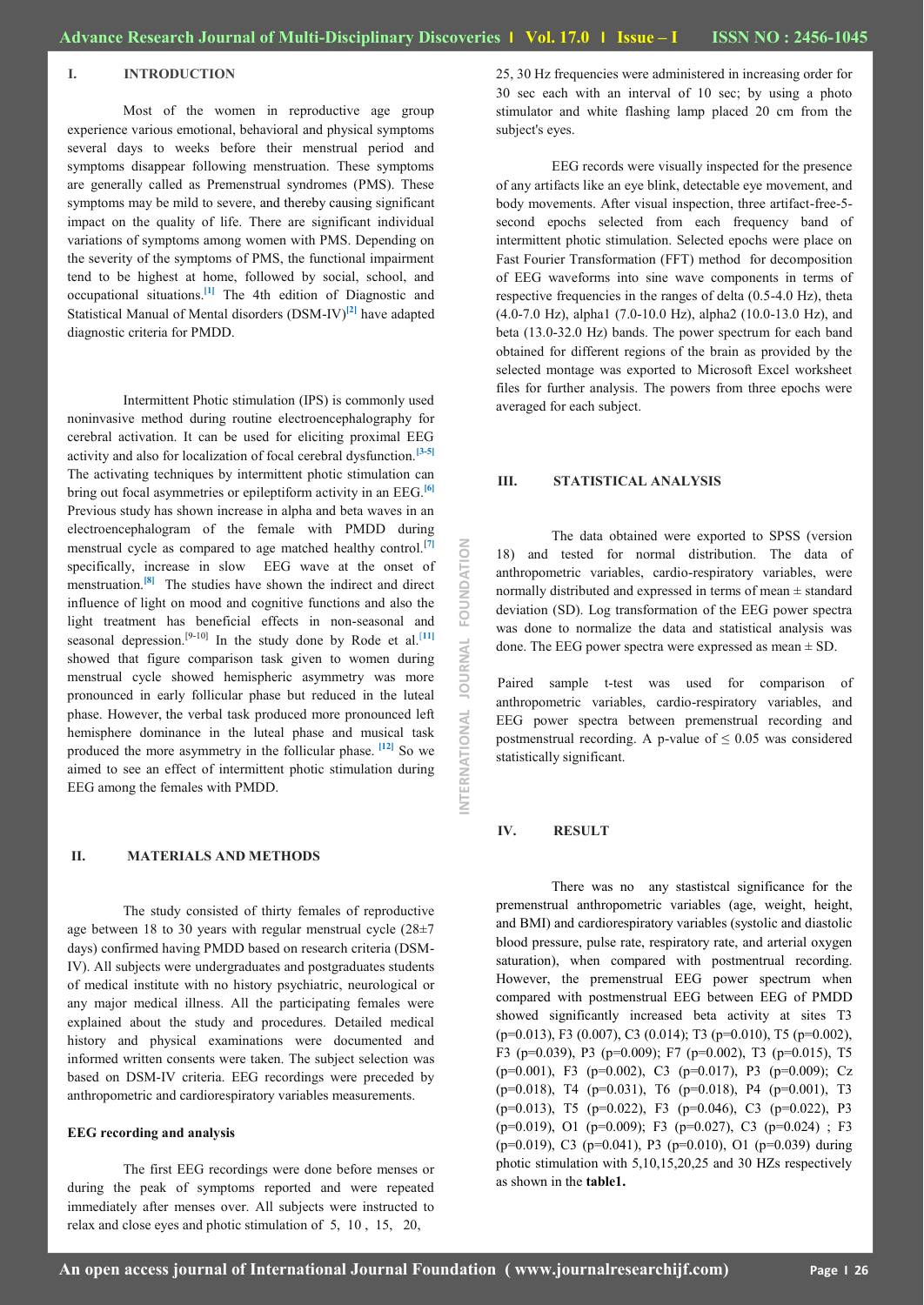## I. INTRODUCTION

Most of the women in reproductive age group experience various emotional, behavioral and physical symptoms several days to weeks before their menstrual period and symptoms disappear following menstruation. These symptoms are generally called as Premenstrual syndromes (PMS). These symptoms may be mild to severe, and thereby causing significant impact on the quality of life. There are significant individual variations of symptoms among women with PMS. Depending on the severity of the symptoms of PMS, the functional impairment tend to be highest at home, followed by social, school, and occupational situations.[1] The 4th edition of Diagnostic and Statistical Manual of Mental disorders (DSM-IV)[2] have adapted diagnostic criteria for PMDD.

Intermittent Photic stimulation (IPS) is commonly used noninvasive method during routine electroencephalography for cerebral activation. It can be used for eliciting proximal EEG activity and also for localization of focal cerebral dysfunction.[3-5] The activating techniques by intermittent photic stimulation can bring out focal asymmetries or epileptiform activity in an EEG.[6] Previous study has shown increase in alpha and beta waves in an electroencephalogram of the female with PMDD during menstrual cycle as compared to age matched healthy control.[7] specifically, increase in slow EEG wave at the onset of menstruation.[8] The studies have shown the indirect and direct influence of light on mood and cognitive functions and also the light treatment has beneficial effects in non-seasonal and seasonal depression.[9-10] In the study done by Rode et al.[11] showed that figure comparison task given to women during menstrual cycle showed hemispheric asymmetry was more pronounced in early follicular phase but reduced in the luteal phase. However, the verbal task produced more pronounced left hemisphere dominance in the luteal phase and musical task produced the more asymmetry in the follicular phase. [12] So we aimed to see an effect of intermittent photic stimulation during EEG among the females with PMDD.

## II. MATERIALS AND METHODS

The study consisted of thirty females of reproductive age between 18 to 30 years with regular menstrual cycle (28±7 days) confirmed having PMDD based on research criteria (DSM-IV). All subjects were undergraduates and postgraduates students of medical institute with no history psychiatric, neurological or any major medical illness. All the participating females were explained about the study and procedures. Detailed medical history and physical examinations were documented and informed written consents were taken. The subject selection was based on DSM-IV criteria. EEG recordings were preceded by anthropometric and cardiorespiratory variables measurements.

**EEG recording and analysis**

The first EEG recordings were done before menses or during the peak of symptoms reported and were repeated immediately after menses over. All subjects were instructed to relax and close eyes and photic stimulation of 5, 10 , 15, 20, 25, 30 Hz frequencies were administered in increasing order for 30 sec each with an interval of 10 sec; by using a photo stimulator and white flashing lamp placed 20 cm from the subject's eyes.

EEG records were visually inspected for the presence of any artifacts like an eye blink, detectable eye movement, and body movements. After visual inspection, three artifact-free-5-second epochs selected from each frequency band of intermittent photic stimulation. Selected epochs were place on Fast Fourier Transformation (FFT) method for decomposition of EEG waveforms into sine wave components in terms of respective frequencies in the ranges of delta (0.5-4.0 Hz), theta (4.0-7.0 Hz), alpha1 (7.0-10.0 Hz), alpha2 (10.0-13.0 Hz), and beta (13.0-32.0 Hz) bands. The power spectrum for each band obtained for different regions of the brain as provided by the selected montage was exported to Microsoft Excel worksheet files for further analysis. The powers from three epochs were averaged for each subject.

## III. STATISTICAL ANALYSIS

The data obtained were exported to SPSS (version 18) and tested for normal distribution. The data of anthropometric variables, cardio-respiratory variables, were normally distributed and expressed in terms of mean ± standard deviation (SD). Log transformation of the EEG power spectra was done to normalize the data and statistical analysis was done. The EEG power spectra were expressed as mean ± SD.

Paired sample t-test was used for comparison of anthropometric variables, cardio-respiratory variables, and EEG power spectra between premenstrual recording and postmenstrual recording. A p-value of $\leq 0.05$ was considered statistically significant.

## IV. RESULT

There was no any statistscal significance for the premenstrual anthropometric variables (age, weight, height, and BMI) and cardiorespiratory variables (systolic and diastolic blood pressure, pulse rate, respiratory rate, and arterial oxygen saturation), when compared with postmentrual recording. However, the premenstrual EEG power spectrum when compared with postmenstrual EEG between EEG of PMDD showed significantly increased beta activity at sites T3 (p=0.013), F3 (0.007), C3 (0.014); T3 (p=0.010), T5 (p=0.002), F3 (p=0.039), P3 (p=0.009); F7 (p=0.002), T3 (p=0.015), T5 (p=0.001), F3 (p=0.002), C3 (p=0.017), P3 (p=0.009); Cz (p=0.018), T4 (p=0.031), T6 (p=0.018), P4 (p=0.001), T3 (p=0.013), T5 (p=0.022), F3 (p=0.046), C3 (p=0.022), P3 (p=0.019), O1 (p=0.009); F3 (p=0.027), C3 (p=0.024) ; F3 (p=0.019), C3 (p=0.041), P3 (p=0.010), O1 (p=0.039) during photic stimulation with 5,10,15,20,25 and 30 HZs respectively as shown in the **table1.**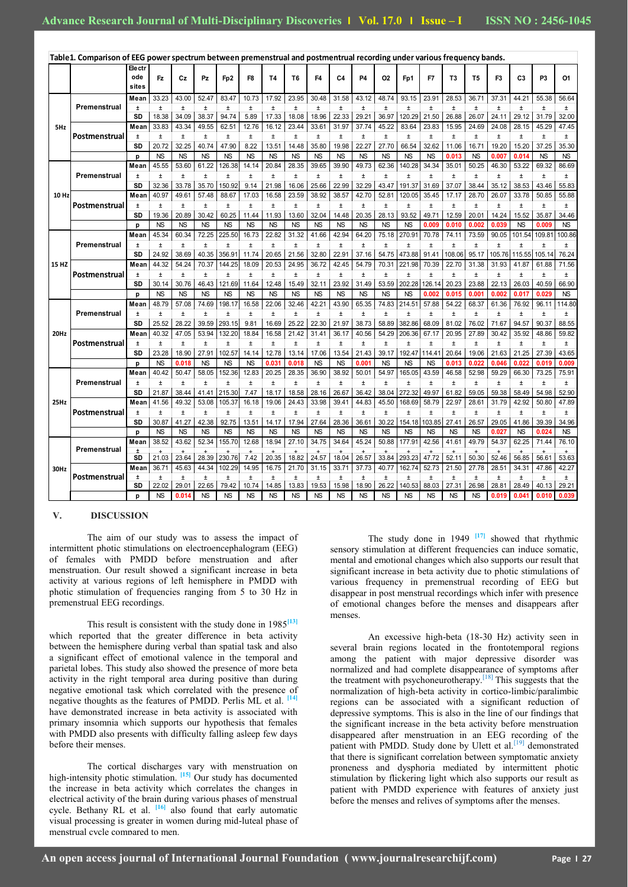**Table1. Comparison of EEG power spectrum between premenstrual and postmentrual recording under various frequency bands.**

| | | Electrode sites | Fz | Cz | Pz | Fp2 | F8 | T4 | T6 | F4 | C4 | P4 | O2 | Fp1 | F7 | T3 | T5 | F3 | C3 | P3 | O1 |
|---|---|---|---|---|---|---|---|---|---|---|---|---|---|---|---|---|---|---|---|---|---|
| 5Hz | Premenstrual | Mean | 33.23 | 43.00 | 52.47 | 83.47 | 10.73 | 17.92 | 23.95 | 30.48 | 31.58 | 43.12 | 48.74 | 93.15 | 23.91 | 28.53 | 36.71 | 37.31 | 44.21 | 55.38 | 56.64 |
| | | ± | ± | ± | ± | ± | ± | ± | ± | ± | ± | ± | ± | ± | ± | ± | ± | ± | ± | ± | ± |
| | | SD | 18.38 | 34.09 | 38.37 | 94.74 | 5.89 | 17.33 | 18.08 | 18.96 | 22.33 | 29.21 | 36.97 | 120.29 | 21.50 | 26.88 | 26.07 | 24.11 | 29.12 | 31.79 | 32.00 |
| | Postmenstrual | Mean | 33.83 | 43.34 | 49.55 | 62.51 | 12.76 | 16.12 | 23.44 | 33.61 | 31.97 | 37.74 | 45.22 | 83.64 | 23.83 | 15.95 | 24.69 | 24.08 | 28.15 | 45.29 | 47.45 |
| | | ± | ± | ± | ± | ± | ± | ± | ± | ± | ± | ± | ± | ± | ± | ± | ± | ± | ± | ± | ± |
| | | SD | 20.72 | 32.25 | 40.74 | 47.90 | 8.22 | 13.51 | 14.48 | 35.80 | 19.98 | 22.27 | 27.70 | 66.54 | 32.62 | 11.06 | 16.71 | 19.20 | 15.20 | 37.25 | 35.30 |
| | | p | NS | NS | NS | NS | NS | NS | NS | NS | NS | NS | NS | NS | NS | 0.013 | NS | 0.007 | 0.014 | NS | NS |
| 10 Hz | Premenstrual | Mean | 45.55 | 53.60 | 61.22 | 126.38 | 14.14 | 20.84 | 28.35 | 39.65 | 39.90 | 49.73 | 62.36 | 140.28 | 34.34 | 35.01 | 50.25 | 46.30 | 53.22 | 69.32 | 86.69 |
| | | ± | ± | ± | ± | ± | ± | ± | ± | ± | ± | ± | ± | ± | ± | ± | ± | ± | ± | ± | ± |
| | | SD | 32.36 | 33.78 | 35.70 | 150.92 | 9.14 | 21.98 | 16.06 | 25.66 | 22.99 | 32.29 | 43.47 | 191.37 | 31.69 | 37.07 | 38.44 | 35.12 | 38.53 | 43.46 | 55.83 |
| | Postmenstrual | Mean | 40.97 | 49.61 | 57.48 | 88.67 | 17.03 | 16.58 | 23.59 | 38.92 | 38.57 | 42.70 | 52.81 | 120.05 | 35.45 | 17.17 | 28.70 | 26.07 | 33.78 | 50.85 | 55.88 |
| | | ± | ± | ± | ± | ± | ± | ± | ± | ± | ± | ± | ± | ± | ± | ± | ± | ± | ± | ± | ± |
| | | SD | 19.36 | 20.89 | 30.42 | 60.25 | 11.44 | 11.93 | 13.60 | 32.04 | 14.48 | 20.35 | 28.13 | 93.52 | 49.71 | 12.59 | 20.01 | 14.24 | 15.52 | 35.87 | 34.46 |
| | | p | NS | NS | NS | NS | NS | NS | NS | NS | NS | NS | NS | NS | 0.009 | 0.010 | 0.002 | 0.039 | NS | 0.009 | NS |
| 15 HZ | Premenstrual | Mean | 45.34 | 60.34 | 72.25 | 225.50 | 16.73 | 22.82 | 31.32 | 41.66 | 42.94 | 64.20 | 75.18 | 270.91 | 70.78 | 74.11 | 73.59 | 90.05 | 101.54 | 109.81 | 100.86 |
| | | ± | ± | ± | ± | ± | ± | ± | ± | ± | ± | ± | ± | ± | ± | ± | ± | ± | ± | ± | ± |
| | | SD | 24.92 | 38.69 | 40.35 | 356.91 | 11.74 | 20.65 | 21.56 | 32.80 | 22.91 | 37.16 | 54.75 | 473.88 | 91.41 | 108.06 | 95.17 | 105.76 | 115.55 | 105.14 | 76.24 |
| | Postmenstrual | Mean | 44.32 | 54.24 | 70.37 | 144.25 | 18.09 | 20.53 | 24.95 | 36.72 | 42.45 | 54.79 | 70.31 | 221.98 | 70.39 | 22.70 | 31.38 | 31.93 | 41.87 | 61.88 | 71.56 |
| | | ± | ± | ± | ± | ± | ± | ± | ± | ± | ± | ± | ± | ± | ± | ± | ± | ± | ± | ± | ± |
| | | SD | 30.14 | 30.76 | 46.43 | 121.69 | 11.64 | 12.48 | 15.49 | 32.11 | 23.92 | 31.49 | 53.59 | 202.28 | 126.14 | 20.23 | 23.88 | 22.13 | 26.03 | 40.59 | 66.90 |
| | | p | NS | NS | NS | NS | NS | NS | NS | NS | NS | NS | NS | NS | 0.002 | 0.015 | 0.001 | 0.002 | 0.017 | 0.029 | NS |
| 20Hz | Premenstrual | Mean | 48.79 | 57.08 | 74.69 | 198.17 | 16.58 | 22.06 | 32.46 | 42.21 | 43.90 | 65.35 | 74.83 | 214.51 | 57.88 | 54.22 | 68.37 | 61.36 | 76.92 | 96.11 | 114.80 |
| | | ± | ± | ± | ± | ± | ± | ± | ± | ± | ± | ± | ± | ± | ± | ± | ± | ± | ± | ± | ± |
| | | SD | 25.52 | 28.22 | 39.59 | 293.15 | 9.81 | 16.69 | 25.22 | 22.30 | 21.97 | 38.73 | 58.89 | 382.86 | 68.09 | 81.02 | 76.02 | 71.67 | 94.57 | 90.37 | 88.55 |
| | Postmenstrual | Mean | 40.32 | 47.05 | 53.94 | 132.20 | 18.84 | 16.58 | 21.42 | 31.41 | 36.17 | 40.56 | 54.29 | 206.36 | 67.17 | 20.95 | 27.89 | 30.42 | 35.92 | 48.86 | 59.82 |
| | | ± | ± | ± | ± | ± | ± | ± | ± | ± | ± | ± | ± | ± | ± | ± | ± | ± | ± | ± | ± |
| | | SD | 23.28 | 18.90 | 27.91 | 102.57 | 14.14 | 12.78 | 13.14 | 17.06 | 13.54 | 21.43 | 39.17 | 192.47 | 114.41 | 20.64 | 19.06 | 21.63 | 21.25 | 27.39 | 43.65 |
| | | p | NS | 0.018 | NS | NS | NS | 0.031 | 0.018 | NS | NS | 0.001 | NS | NS | NS | 0.013 | 0.022 | 0.046 | 0.022 | 0.019 | 0.009 |
| 25Hz | Premenstrual | Mean | 40.42 | 50.47 | 58.05 | 152.36 | 12.83 | 20.25 | 28.35 | 36.90 | 38.92 | 50.01 | 54.97 | 165.05 | 43.59 | 46.58 | 52.98 | 59.29 | 66.30 | 73.25 | 75.91 |
| | | ± | ± | ± | ± | ± | ± | ± | ± | ± | ± | ± | ± | ± | ± | ± | ± | ± | ± | ± | ± |
| | | SD | 21.87 | 38.44 | 41.41 | 215.30 | 7.47 | 18.17 | 18.58 | 28.16 | 26.67 | 36.42 | 38.04 | 272.32 | 49.97 | 61.82 | 59.05 | 59.38 | 58.49 | 54.98 | 52.90 |
| | Postmenstrual | Mean | 41.56 | 49.32 | 53.08 | 105.37 | 16.18 | 19.06 | 24.43 | 33.98 | 39.41 | 44.83 | 45.50 | 168.69 | 58.79 | 22.97 | 28.61 | 31.79 | 42.92 | 50.80 | 47.89 |
| | | ± | ± | ± | ± | ± | ± | ± | ± | ± | ± | ± | ± | ± | ± | ± | ± | ± | ± | ± | ± |
| | | SD | 30.87 | 41.27 | 42.38 | 92.75 | 13.51 | 14.17 | 17.94 | 27.64 | 28.36 | 36.61 | 30.22 | 154.18 | 103.85 | 27.41 | 26.57 | 29.05 | 41.86 | 39.39 | 34.96 |
| | | p | NS | NS | NS | NS | NS | NS | NS | NS | NS | NS | NS | NS | NS | NS | NS | 0.027 | NS | 0.024 | NS |
| 30Hz | Premenstrual | Mean | 38.52 | 43.62 | 52.34 | 155.70 | 12.68 | 18.94 | 27.10 | 34.75 | 34.64 | 45.24 | 50.88 | 177.91 | 42.56 | 41.61 | 49.79 | 54.37 | 62.25 | 71.44 | 76.10 |
| | | ± | ± | ± | ± | ± | ± | ± | ± | ± | ± | ± | ± | ± | ± | ± | ± | ± | ± | ± | ± |
| | | SD | 21.03 | 23.64 | 28.39 | 230.76 | 7.42 | 20.35 | 18.82 | 24.57 | 18.04 | 26.57 | 33.84 | 293.23 | 47.72 | 52.11 | 50.30 | 52.46 | 56.85 | 56.61 | 53.63 |
| | Postmenstrual | Mean | 36.71 | 45.63 | 44.34 | 102.29 | 14.95 | 16.75 | 21.70 | 31.15 | 33.71 | 37.73 | 40.77 | 162.74 | 52.73 | 21.50 | 27.78 | 28.51 | 34.31 | 47.86 | 42.27 |
| | | ± | ± | ± | ± | ± | ± | ± | ± | ± | ± | ± | ± | ± | ± | ± | ± | ± | ± | ± | ± |
| | | SD | 22.02 | 29.01 | 22.65 | 79.42 | 10.74 | 14.85 | 13.83 | 19.53 | 15.98 | 18.90 | 26.22 | 140.53 | 88.03 | 27.31 | 26.98 | 28.81 | 28.49 | 40.13 | 29.21 |
| | | p | NS | 0.014 | NS | NS | NS | NS | NS | NS | NS | NS | NS | NS | NS | NS | NS | 0.019 | 0.041 | 0.010 | 0.039 |

## V. DISCUSSION

The aim of our study was to assess the impact of intermittent photic stimulations on electroencephalogram (EEG) of females with PMDD before menstruation and after menstruation. Our result showed a significant increase in beta activity at various regions of left hemisphere in PMDD with photic stimulation of frequencies ranging from 5 to 30 Hz in premenstrual EEG recordings.

This result is consistent with the study done in 1985[13] which reported that the greater difference in beta activity between the hemisphere during verbal than spatial task and also a significant effect of emotional valence in the temporal and parietal lobes. This study also showed the presence of more beta activity in the right temporal area during positive than during negative emotional task which correlated with the presence of negative thoughts as the features of PMDD. Perlis ML et al. [14] have demonstrated increase in beta activity is associated with primary insomnia which supports our hypothesis that females with PMDD also presents with difficulty falling asleep few days before their menses.

The cortical discharges vary with menstruation on high-intensity photic stimulation. [15] Our study has documented the increase in beta activity which correlates the changes in electrical activity of the brain during various phases of menstrual cycle. Bethany RL et al. [16] also found that early automatic visual processing is greater in women during mid-luteal phase of menstrual cycle compared to men.

The study done in 1949 [17] showed that rhythmic sensory stimulation at different frequencies can induce somatic, mental and emotional changes which also supports our result that significant increase in beta activity due to photic stimulations of various frequency in premenstrual recording of EEG but disappear in post menstrual recordings which infer with presence of emotional changes before the menses and disappears after menses.

An excessive high-beta (18-30 Hz) activity seen in several brain regions located in the frontotemporal regions among the patient with major depressive disorder was normalized and had complete disappearance of symptoms after the treatment with psychoneurotherapy.[18] This suggests that the normalization of high-beta activity in cortico-limbic/paralimbic regions can be associated with a significant reduction of depressive symptoms. This is also in the line of our findings that the significant increase in the beta activity before menstruation disappeared after menstruation in an EEG recording of the patient with PMDD. Study done by Ulett et al.[19] demonstrated that there is significant correlation between symptomatic anxiety proneness and dysphoria mediated by intermittent photic stimulation by flickering light which also supports our result as patient with PMDD experience with features of anxiety just before the menses and relives of symptoms after the menses.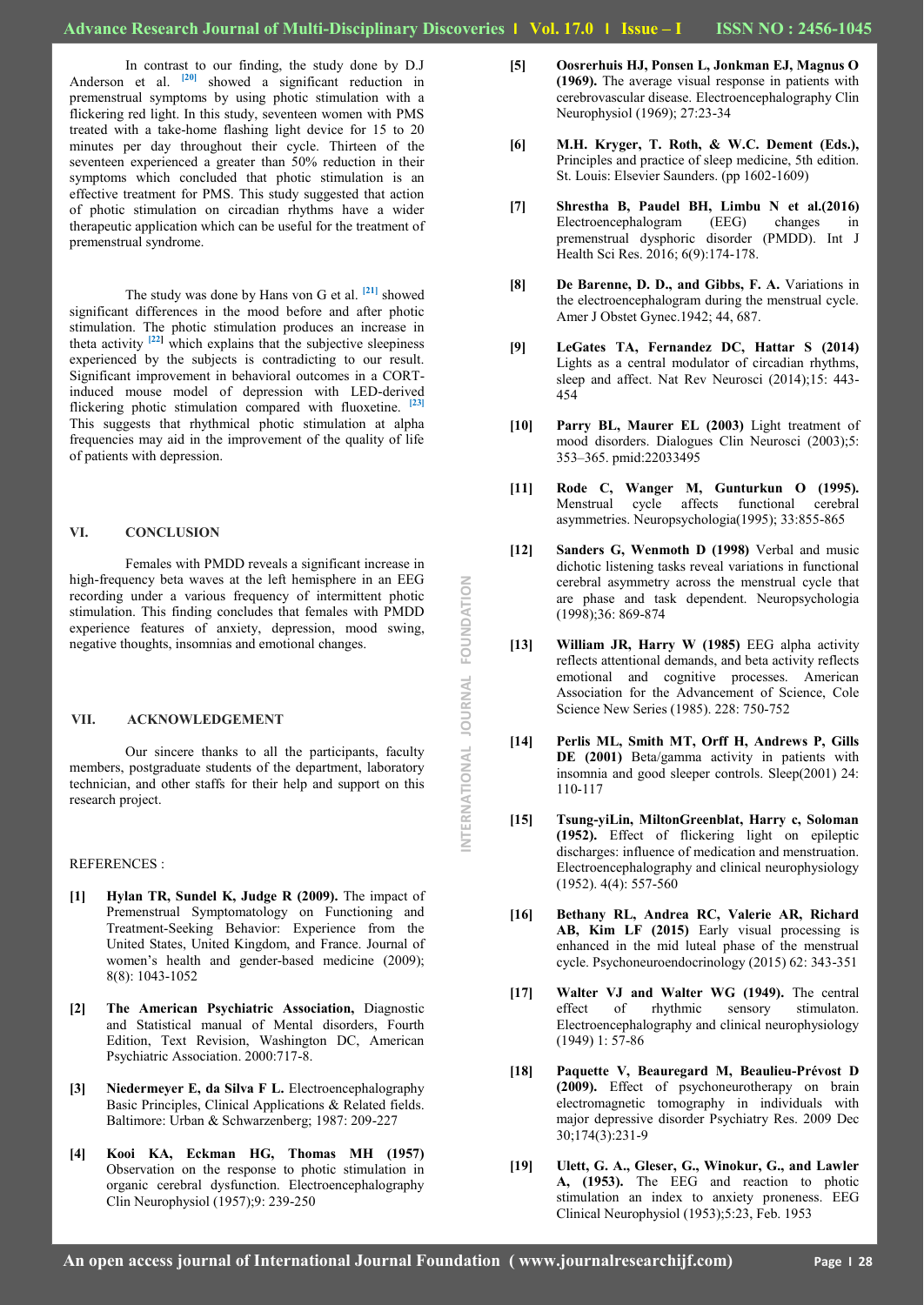In contrast to our finding, the study done by D.J Anderson et al. [20] showed a significant reduction in premenstrual symptoms by using photic stimulation with a flickering red light. In this study, seventeen women with PMS treated with a take-home flashing light device for 15 to 20 minutes per day throughout their cycle. Thirteen of the seventeen experienced a greater than 50% reduction in their symptoms which concluded that photic stimulation is an effective treatment for PMS. This study suggested that action of photic stimulation on circadian rhythms have a wider therapeutic application which can be useful for the treatment of premenstrual syndrome.

The study was done by Hans von G et al. [21] showed significant differences in the mood before and after photic stimulation. The photic stimulation produces an increase in theta activity [22] which explains that the subjective sleepiness experienced by the subjects is contradicting to our result. Significant improvement in behavioral outcomes in a CORT-induced mouse model of depression with LED-derived flickering photic stimulation compared with fluoxetine. [23] This suggests that rhythmical photic stimulation at alpha frequencies may aid in the improvement of the quality of life of patients with depression.

## VI. CONCLUSION

Females with PMDD reveals a significant increase in high-frequency beta waves at the left hemisphere in an EEG recording under a various frequency of intermittent photic stimulation. This finding concludes that females with PMDD experience features of anxiety, depression, mood swing, negative thoughts, insomnias and emotional changes.

## VII. ACKNOWLEDGEMENT

Our sincere thanks to all the participants, faculty members, postgraduate students of the department, laboratory technician, and other staffs for their help and support on this research project.

REFERENCES :

[1] **Hylan TR, Sundel K, Judge R (2009).** The impact of Premenstrual Symptomatology on Functioning and Treatment-Seeking Behavior: Experience from the United States, United Kingdom, and France. Journal of women's health and gender-based medicine (2009); 8(8): 1043-1052

[2] **The American Psychiatric Association,** Diagnostic and Statistical manual of Mental disorders, Fourth Edition, Text Revision, Washington DC, American Psychiatric Association. 2000:717-8.

[3] **Niedermeyer E, da Silva F L.** Electroencephalography Basic Principles, Clinical Applications & Related fields. Baltimore: Urban & Schwarzenberg; 1987: 209-227

[4] **Kooi KA, Eckman HG, Thomas MH (1957)** Observation on the response to photic stimulation in organic cerebral dysfunction. Electroencephalography Clin Neurophysiol (1957);9: 239-250

[5] **Oosrerhuis HJ, Ponsen L, Jonkman EJ, Magnus O (1969).** The average visual response in patients with cerebrovascular disease. Electroencephalography Clin Neurophysiol (1969); 27:23-34

[6] **M.H. Kryger, T. Roth, & W.C. Dement (Eds.),** Principles and practice of sleep medicine, 5th edition. St. Louis: Elsevier Saunders. (pp 1602-1609)

[7] **Shrestha B, Paudel BH, Limbu N et al.(2016)** Electroencephalogram (EEG) changes in premenstrual dysphoric disorder (PMDD). Int J Health Sci Res. 2016; 6(9):174-178.

[8] **De Barenne, D. D., and Gibbs, F. A.** Variations in the electroencephalogram during the menstrual cycle. Amer J Obstet Gynec.1942; 44, 687.

[9] **LeGates TA, Fernandez DC, Hattar S (2014)** Lights as a central modulator of circadian rhythms, sleep and affect. Nat Rev Neurosci (2014);15: 443-454

[10] **Parry BL, Maurer EL (2003)** Light treatment of mood disorders. Dialogues Clin Neurosci (2003);5: 353–365. pmid:22033495

[11] **Rode C, Wanger M, Gunturkun O (1995).** Menstrual cycle affects functional cerebral asymmetries. Neuropsychologia(1995); 33:855-865

[12] **Sanders G, Wenmoth D (1998)** Verbal and music dichotic listening tasks reveal variations in functional cerebral asymmetry across the menstrual cycle that are phase and task dependent. Neuropsychologia (1998);36: 869-874

[13] **William JR, Harry W (1985)** EEG alpha activity reflects attentional demands, and beta activity reflects emotional and cognitive processes. American Association for the Advancement of Science, Cole Science New Series (1985). 228: 750-752

[14] **Perlis ML, Smith MT, Orff H, Andrews P, Gills DE (2001)** Beta/gamma activity in patients with insomnia and good sleeper controls. Sleep(2001) 24: 110-117

[15] **Tsung-yiLin, MiltonGreenblat, Harry c, Soloman (1952).** Effect of flickering light on epileptic discharges: influence of medication and menstruation. Electroencephalography and clinical neurophysiology (1952). 4(4): 557-560

[16] **Bethany RL, Andrea RC, Valerie AR, Richard AB, Kim LF (2015)** Early visual processing is enhanced in the mid luteal phase of the menstrual cycle. Psychoneuroendocrinology (2015) 62: 343-351

[17] **Walter VJ and Walter WG (1949).** The central effect of rhythmic sensory stimulaton. Electroencephalography and clinical neurophysiology (1949) 1: 57-86

[18] **Paquette V, Beauregard M, Beaulieu-Prévost D (2009).** Effect of psychoneurotherapy on brain electromagnetic tomography in individuals with major depressive disorder Psychiatry Res. 2009 Dec 30;174(3):231-9

[19] **Ulett, G. A., Gleser, G., Winokur, G., and Lawler A, (1953).** The EEG and reaction to photic stimulation an index to anxiety proneness. EEG Clinical Neurophysiol (1953);5:23, Feb. 1953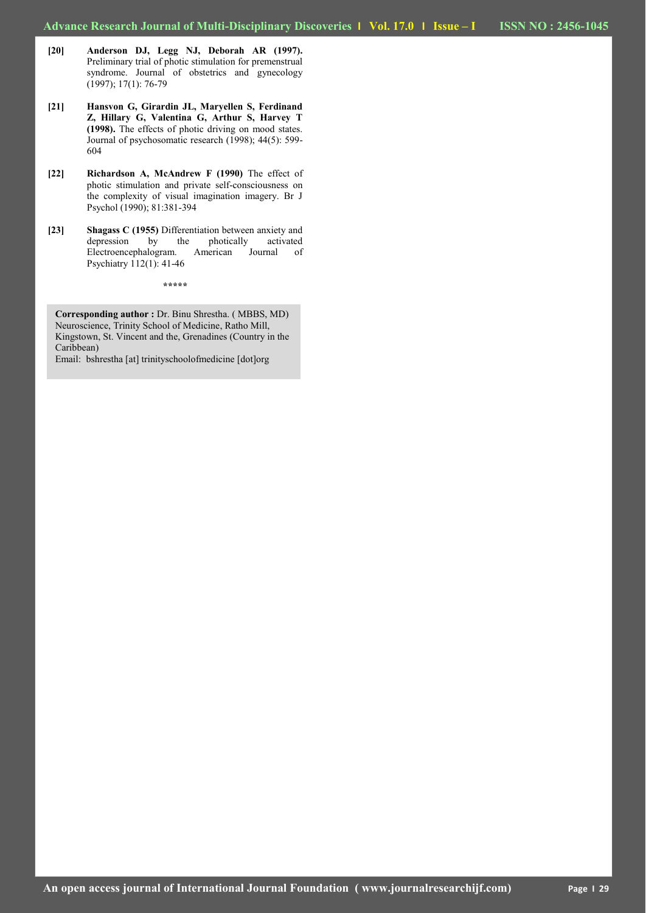[20] **Anderson DJ, Legg NJ, Deborah AR (1997).** Preliminary trial of photic stimulation for premenstrual syndrome. Journal of obstetrics and gynecology (1997); 17(1): 76-79

[21] **Hansvon G, Girardin JL, Maryellen S, Ferdinand Z, Hillary G, Valentina G, Arthur S, Harvey T (1998).** The effects of photic driving on mood states. Journal of psychosomatic research (1998); 44(5): 599-604

[22] **Richardson A, McAndrew F (1990)** The effect of photic stimulation and private self-consciousness on the complexity of visual imagination imagery. Br J Psychol (1990); 81:381-394

[23] **Shagass C (1955)** Differentiation between anxiety and depression by the photically activated Electroencephalogram. American Journal of Psychiatry 112(1): 41-46

*****

**Corresponding author :** Dr. Binu Shrestha. ( MBBS, MD)
Neuroscience, Trinity School of Medicine, Ratho Mill, Kingstown, St. Vincent and the, Grenadines (Country in the Caribbean)
Email: bshrestha [at] trinityschoolofmedicine [dot]org